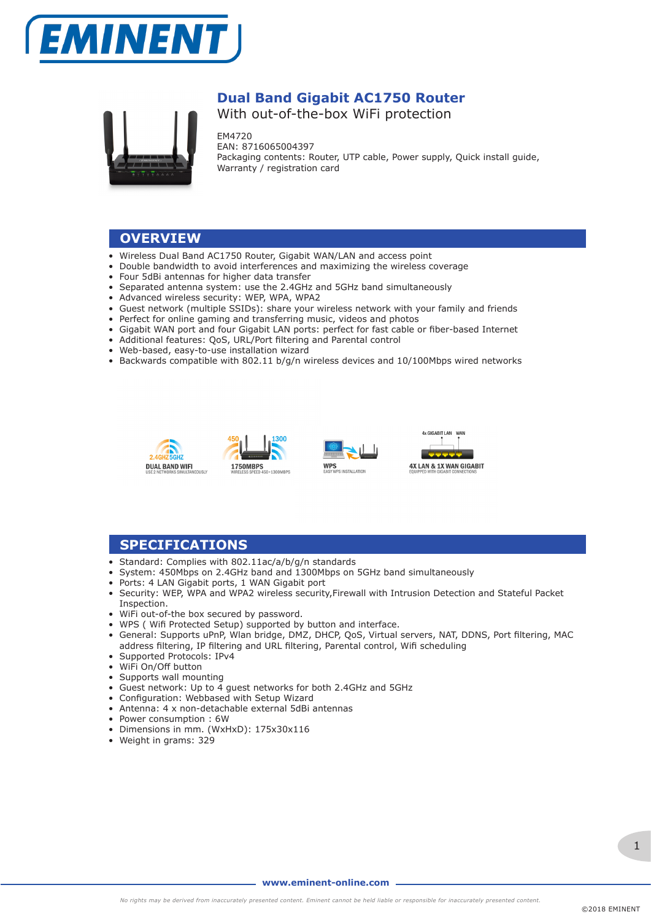EMINENT

# Dual Band Gigabit AC1750 Router

With out-of-the-box WiFi protection

EM4720
EAN: 8716065004397
Packaging contents: Router, UTP cable, Power supply, Quick install guide, Warranty / registration card

## OVERVIEW

- Wireless Dual Band AC1750 Router, Gigabit WAN/LAN and access point
- Double bandwidth to avoid interferences and maximizing the wireless coverage
- Four 5dBi antennas for higher data transfer
- Separated antenna system: use the 2.4GHz and 5GHz band simultaneously
- Advanced wireless security: WEP, WPA, WPA2
- Guest network (multiple SSIDs): share your wireless network with your family and friends
- Perfect for online gaming and transferring music, videos and photos
- Gigabit WAN port and four Gigabit LAN ports: perfect for fast cable or fiber-based Internet
- Additional features: QoS, URL/Port filtering and Parental control
- Web-based, easy-to-use installation wizard
- Backwards compatible with 802.11 b/g/n wireless devices and 10/100Mbps wired networks

2.4GHZ 5GHZ
DUAL BAND WIFI
USE 2 NETWORKS SIMULTANEOUSLY

450 1300
1750MBPS
WIRELESS SPEED 450+1300MBPS

WPS
EASY WPS INSTALLATION

4x GIGABIT LAN WAN
4X LAN & 1X WAN GIGABIT
EQUIPPED WITH GIGABIT CONNECTIONS

## SPECIFICATIONS

- Standard: Complies with 802.11ac/a/b/g/n standards
- System: 450Mbps on 2.4GHz band and 1300Mbps on 5GHz band simultaneously
- Ports: 4 LAN Gigabit ports, 1 WAN Gigabit port
- Security: WEP, WPA and WPA2 wireless security,Firewall with Intrusion Detection and Stateful Packet Inspection.
- WiFi out-of-the box secured by password.
- WPS ( Wifi Protected Setup) supported by button and interface.
- General: Supports uPnP, Wlan bridge, DMZ, DHCP, QoS, Virtual servers, NAT, DDNS, Port filtering, MAC address filtering, IP filtering and URL filtering, Parental control, Wifi scheduling
- Supported Protocols: IPv4
- WiFi On/Off button
- Supports wall mounting
- Guest network: Up to 4 guest networks for both 2.4GHz and 5GHz
- Configuration: Webbased with Setup Wizard
- Antenna: 4 x non-detachable external 5dBi antennas
- Power consumption : 6W
- Dimensions in mm. (WxHxD): 175x30x116
- Weight in grams: 329

**www.eminent-online.com**

*No rights may be derived from inaccurately presented content. Eminent cannot be held liable or responsible for inaccurately presented content.*

©2018 EMINENT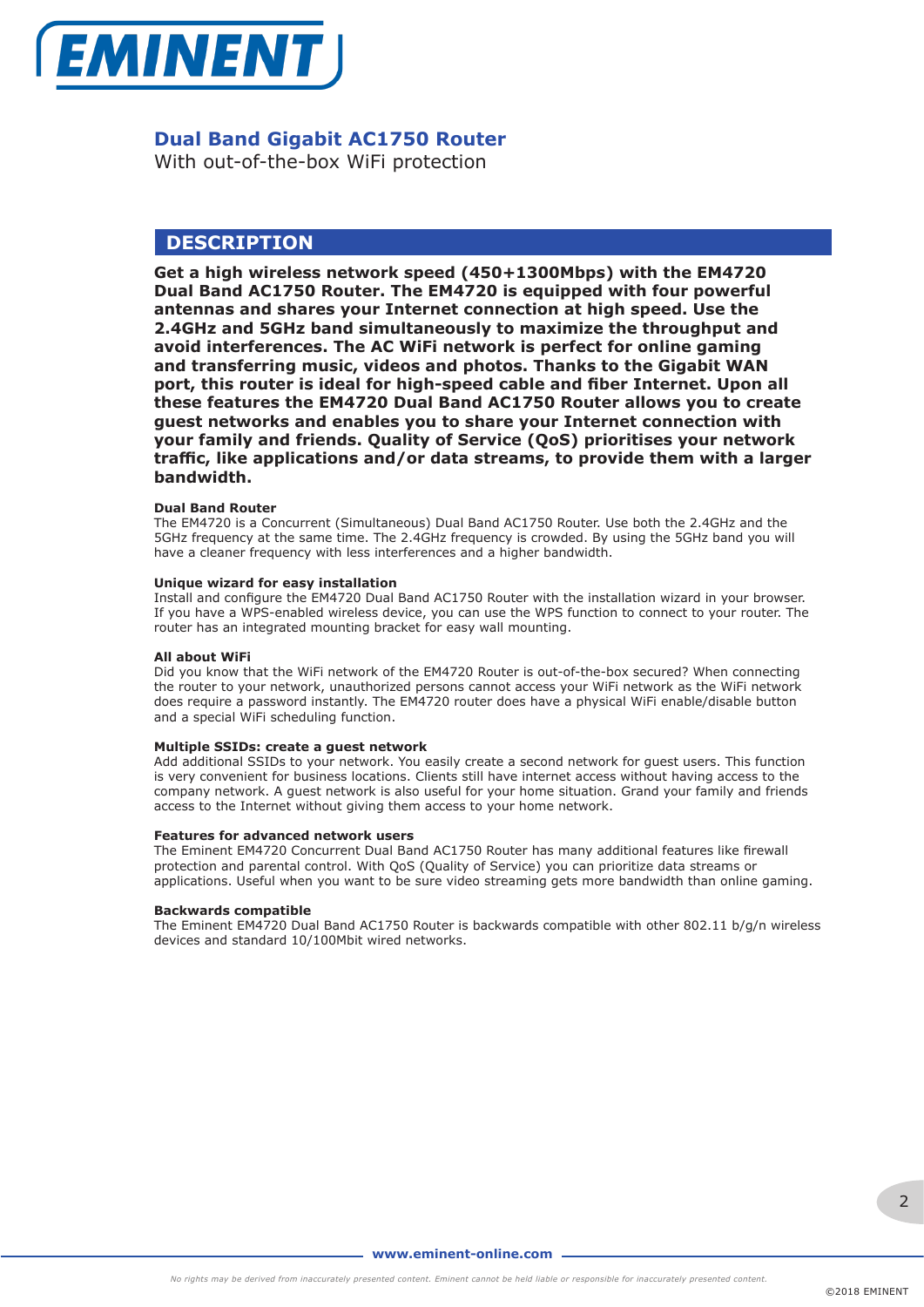# Dual Band Gigabit AC1750 Router

With out-of-the-box WiFi protection

## DESCRIPTION

**Get a high wireless network speed (450+1300Mbps) with the EM4720 Dual Band AC1750 Router. The EM4720 is equipped with four powerful antennas and shares your Internet connection at high speed. Use the 2.4GHz and 5GHz band simultaneously to maximize the throughput and avoid interferences. The AC WiFi network is perfect for online gaming and transferring music, videos and photos. Thanks to the Gigabit WAN port, this router is ideal for high-speed cable and fiber Internet. Upon all these features the EM4720 Dual Band AC1750 Router allows you to create guest networks and enables you to share your Internet connection with your family and friends. Quality of Service (QoS) prioritises your network traffic, like applications and/or data streams, to provide them with a larger bandwidth.**

**Dual Band Router**
The EM4720 is a Concurrent (Simultaneous) Dual Band AC1750 Router. Use both the 2.4GHz and the 5GHz frequency at the same time. The 2.4GHz frequency is crowded. By using the 5GHz band you will have a cleaner frequency with less interferences and a higher bandwidth.

**Unique wizard for easy installation**
Install and configure the EM4720 Dual Band AC1750 Router with the installation wizard in your browser. If you have a WPS-enabled wireless device, you can use the WPS function to connect to your router. The router has an integrated mounting bracket for easy wall mounting.

**All about WiFi**
Did you know that the WiFi network of the EM4720 Router is out-of-the-box secured? When connecting the router to your network, unauthorized persons cannot access your WiFi network as the WiFi network does require a password instantly. The EM4720 router does have a physical WiFi enable/disable button and a special WiFi scheduling function.

**Multiple SSIDs: create a guest network**
Add additional SSIDs to your network. You easily create a second network for guest users. This function is very convenient for business locations. Clients still have internet access without having access to the company network. A guest network is also useful for your home situation. Grand your family and friends access to the Internet without giving them access to your home network.

**Features for advanced network users**
The Eminent EM4720 Concurrent Dual Band AC1750 Router has many additional features like firewall protection and parental control. With QoS (Quality of Service) you can prioritize data streams or applications. Useful when you want to be sure video streaming gets more bandwidth than online gaming.

**Backwards compatible**
The Eminent EM4720 Dual Band AC1750 Router is backwards compatible with other 802.11 b/g/n wireless devices and standard 10/100Mbit wired networks.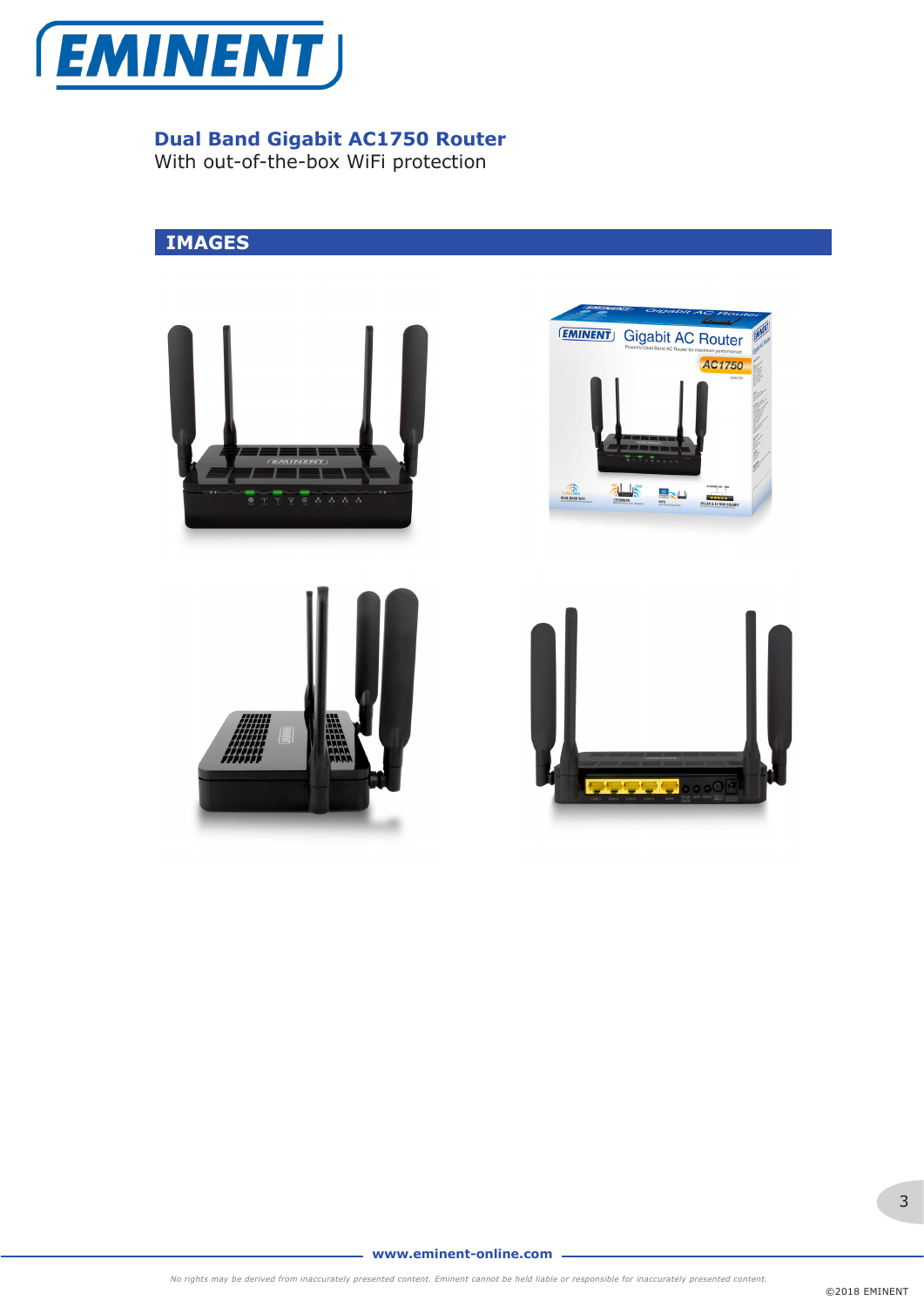**Dual Band Gigabit AC1750 Router**
With out-of-the-box WiFi protection

## IMAGES

www.eminent-online.com

*No rights may be derived from inaccurately presented content. Eminent cannot be held liable or responsible for inaccurately presented content.*

©2018 EMINENT